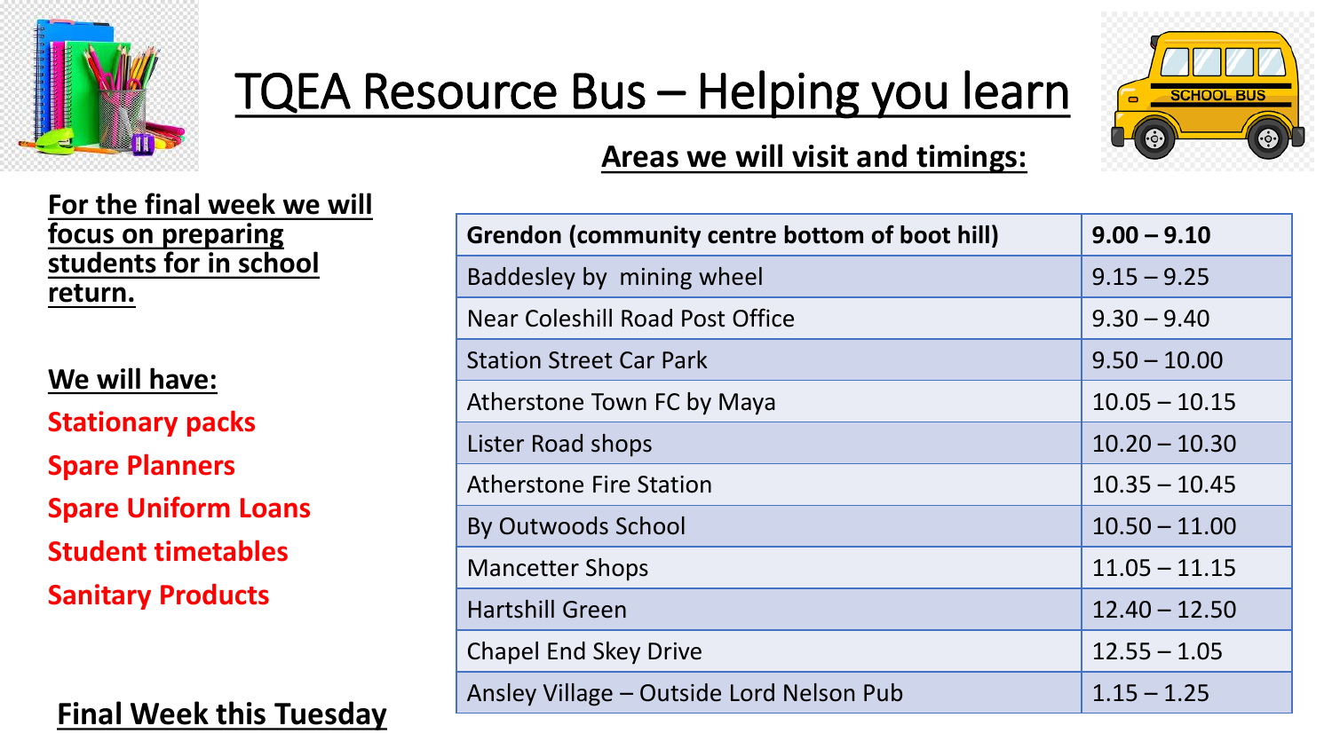# TQEA Resource Bus – Helping you learn

## Areas we will visit and timings:

**For the final week we will focus on preparing students for in school return.**

**We will have:**

- Stationary packs
- Spare Planners
- Spare Uniform Loans
- Student timetables
- Sanitary Products

| Grendon (community centre bottom of boot hill) | 9.00 – 9.10 |
|---|---|
| Baddesley by mining wheel | 9.15 – 9.25 |
| Near Coleshill Road Post Office | 9.30 – 9.40 |
| Station Street Car Park | 9.50 – 10.00 |
| Atherstone Town FC by Maya | 10.05 – 10.15 |
| Lister Road shops | 10.20 – 10.30 |
| Atherstone Fire Station | 10.35 – 10.45 |
| By Outwoods School | 10.50 – 11.00 |
| Mancetter Shops | 11.05 – 11.15 |
| Hartshill Green | 12.40 – 12.50 |
| Chapel End Skey Drive | 12.55 – 1.05 |
| Ansley Village – Outside Lord Nelson Pub | 1.15 – 1.25 |

**Final Week this Tuesday**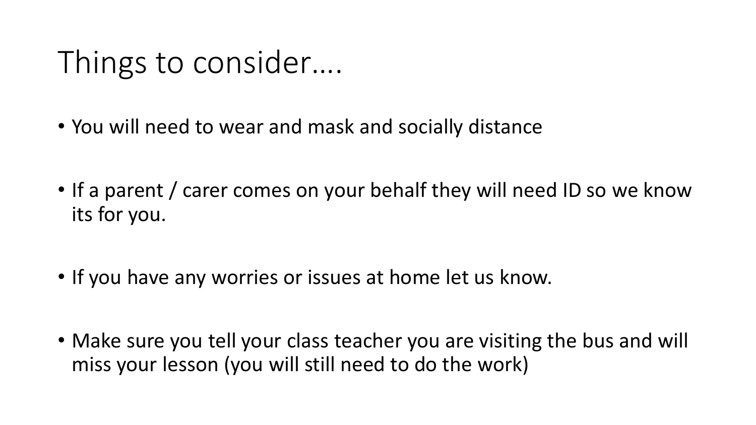# Things to consider….

- You will need to wear and mask and socially distance
- If a parent / carer comes on your behalf they will need ID so we know its for you.
- If you have any worries or issues at home let us know.
- Make sure you tell your class teacher you are visiting the bus and will miss your lesson (you will still need to do the work)